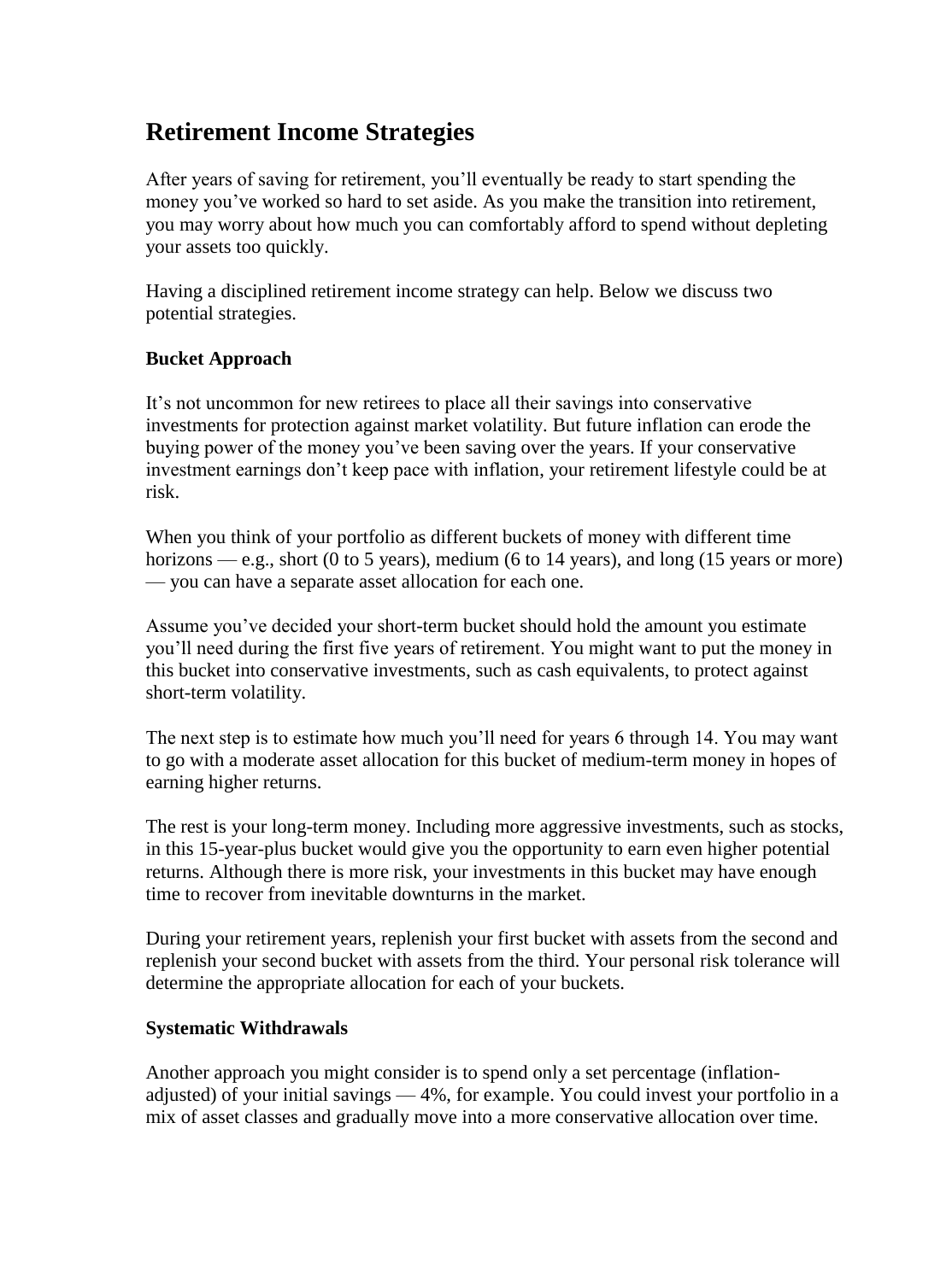# Retirement Income Strategies

After years of saving for retirement, you'll eventually be ready to start spending the money you've worked so hard to set aside. As you make the transition into retirement, you may worry about how much you can comfortably afford to spend without depleting your assets too quickly.

Having a disciplined retirement income strategy can help. Below we discuss two potential strategies.

**Bucket Approach**

It's not uncommon for new retirees to place all their savings into conservative investments for protection against market volatility. But future inflation can erode the buying power of the money you've been saving over the years. If your conservative investment earnings don't keep pace with inflation, your retirement lifestyle could be at risk.

When you think of your portfolio as different buckets of money with different time horizons — e.g., short (0 to 5 years), medium (6 to 14 years), and long (15 years or more) — you can have a separate asset allocation for each one.

Assume you've decided your short-term bucket should hold the amount you estimate you'll need during the first five years of retirement. You might want to put the money in this bucket into conservative investments, such as cash equivalents, to protect against short-term volatility.

The next step is to estimate how much you'll need for years 6 through 14. You may want to go with a moderate asset allocation for this bucket of medium-term money in hopes of earning higher returns.

The rest is your long-term money. Including more aggressive investments, such as stocks, in this 15-year-plus bucket would give you the opportunity to earn even higher potential returns. Although there is more risk, your investments in this bucket may have enough time to recover from inevitable downturns in the market.

During your retirement years, replenish your first bucket with assets from the second and replenish your second bucket with assets from the third. Your personal risk tolerance will determine the appropriate allocation for each of your buckets.

**Systematic Withdrawals**

Another approach you might consider is to spend only a set percentage (inflation-adjusted) of your initial savings — 4%, for example. You could invest your portfolio in a mix of asset classes and gradually move into a more conservative allocation over time.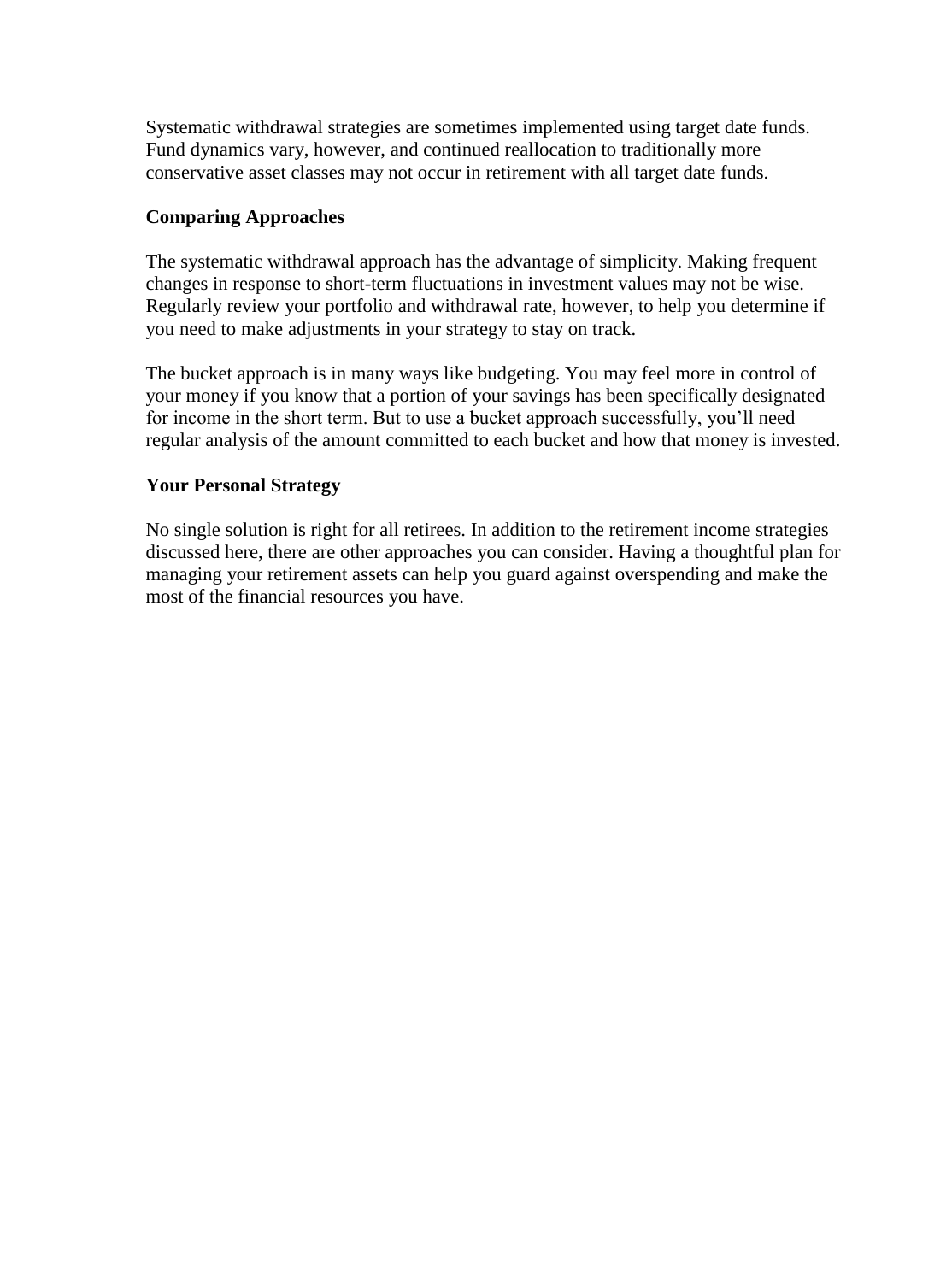Systematic withdrawal strategies are sometimes implemented using target date funds. Fund dynamics vary, however, and continued reallocation to traditionally more conservative asset classes may not occur in retirement with all target date funds.

## Comparing Approaches

The systematic withdrawal approach has the advantage of simplicity. Making frequent changes in response to short-term fluctuations in investment values may not be wise. Regularly review your portfolio and withdrawal rate, however, to help you determine if you need to make adjustments in your strategy to stay on track.

The bucket approach is in many ways like budgeting. You may feel more in control of your money if you know that a portion of your savings has been specifically designated for income in the short term. But to use a bucket approach successfully, you'll need regular analysis of the amount committed to each bucket and how that money is invested.

## Your Personal Strategy

No single solution is right for all retirees. In addition to the retirement income strategies discussed here, there are other approaches you can consider. Having a thoughtful plan for managing your retirement assets can help you guard against overspending and make the most of the financial resources you have.